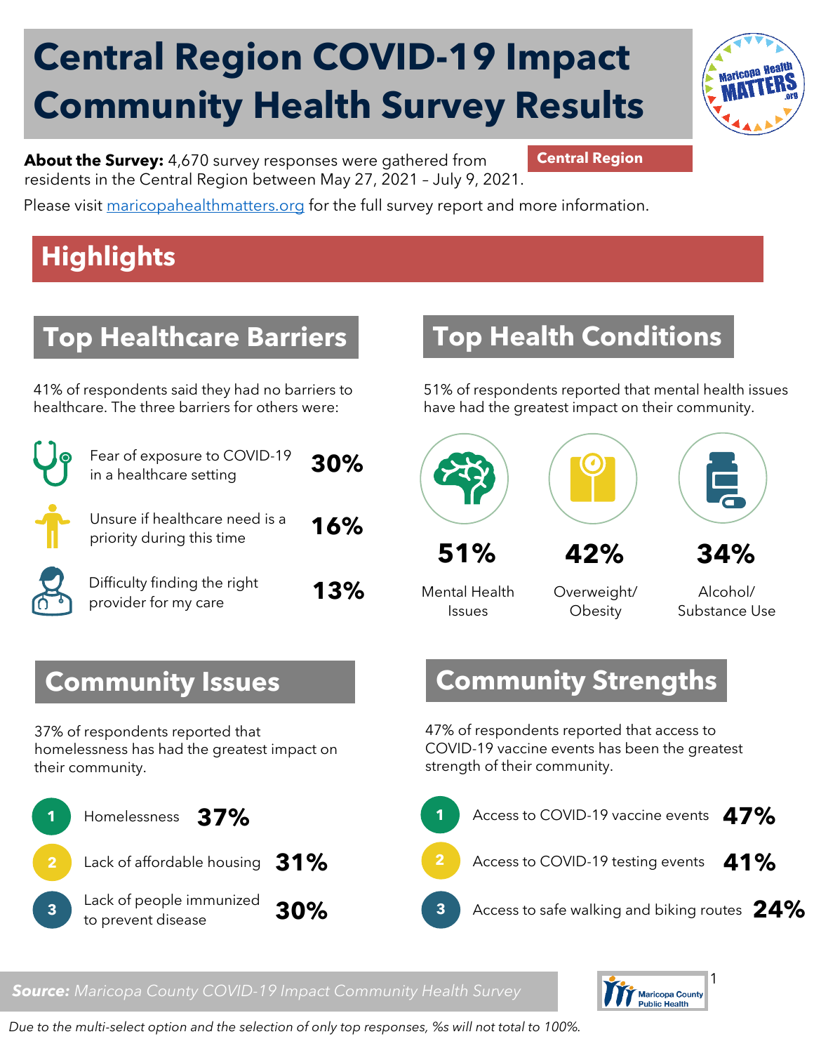# Central Region COVID-19 Impact Community Health Survey Results

**Central Region**

**About the Survey:** 4,670 survey responses were gathered from residents in the Central Region between May 27, 2021 – July 9, 2021.

Please visit maricopahealthmatters.org for the full survey report and more information.

## Highlights

### Top Healthcare Barriers

41% of respondents said they had no barriers to healthcare. The three barriers for others were:

| Barrier | % |
|---|---|
| Fear of exposure to COVID-19 in a healthcare setting | 30% |
| Unsure if healthcare need is a priority during this time | 16% |
| Difficulty finding the right provider for my care | 13% |

### Top Health Conditions

51% of respondents reported that mental health issues have had the greatest impact on their community.

| Condition | % |
|---|---|
| Mental Health Issues | 51% |
| Overweight/ Obesity | 42% |
| Alcohol/ Substance Use | 34% |

### Community Issues

37% of respondents reported that homelessness has had the greatest impact on their community.

1. Homelessness **37%**
2. Lack of affordable housing **31%**
3. Lack of people immunized to prevent disease **30%**

### Community Strengths

47% of respondents reported that access to COVID-19 vaccine events has been the greatest strength of their community.

1. Access to COVID-19 vaccine events **47%**
2. Access to COVID-19 testing events **41%**
3. Access to safe walking and biking routes **24%**

***Source:*** *Maricopa County COVID-19 Impact Community Health Survey*

*Due to the multi-select option and the selection of only top responses, %s will not total to 100%.*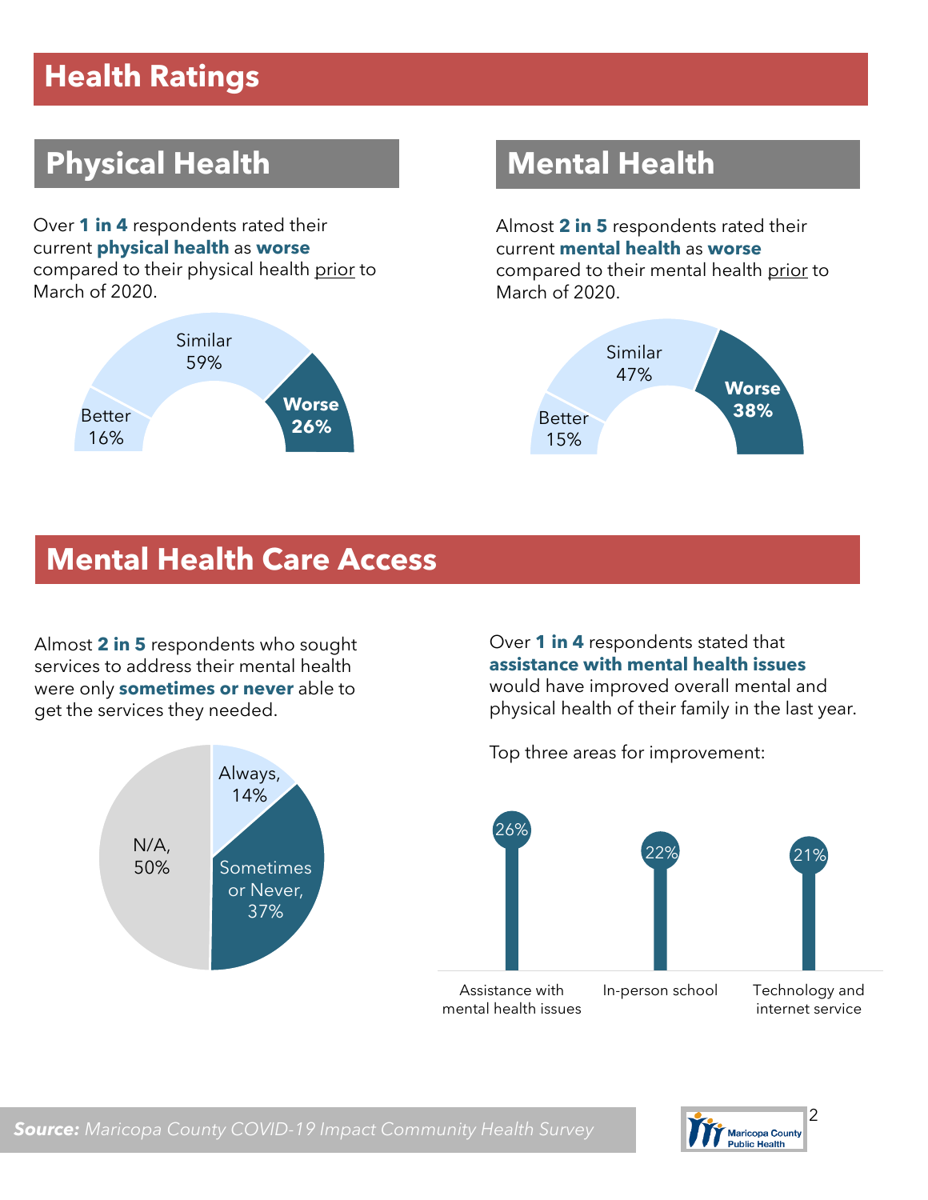# Health Ratings

## Physical Health

Over **1 in 4** respondents rated their current **physical health** as **worse** compared to their physical health prior to March of 2020.

Better 16%

Similar 59%

**Worse 26%**

## Mental Health

Almost **2 in 5** respondents rated their current **mental health** as **worse** compared to their mental health prior to March of 2020.

Better 15%

Similar 47%

**Worse 38%**

# Mental Health Care Access

Almost **2 in 5** respondents who sought services to address their mental health were only **sometimes or never** able to get the services they needed.

Always, 14%

Sometimes or Never, 37%

N/A, 50%

Over **1 in 4** respondents stated that **assistance with mental health issues** would have improved overall mental and physical health of their family in the last year.

Top three areas for improvement:

| Area | Percent |
| --- | --- |
| Assistance with mental health issues | 26% |
| In-person school | 22% |
| Technology and internet service | 21% |

***Source:*** *Maricopa County COVID-19 Impact Community Health Survey*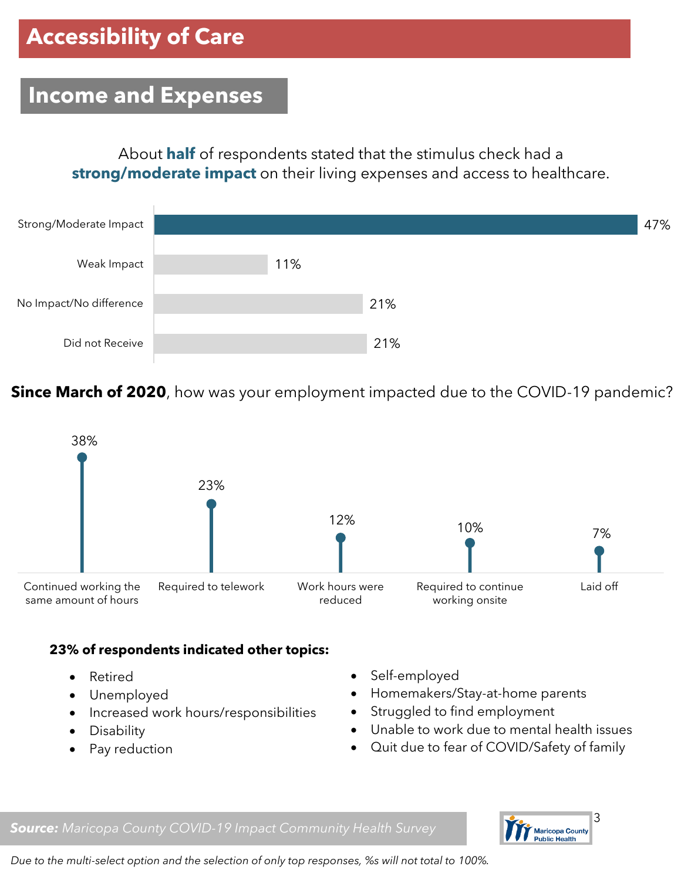# Accessibility of Care

## Income and Expenses

About **half** of respondents stated that the stimulus check had a **strong/moderate impact** on their living expenses and access to healthcare.

| Response | % |
| --- | --- |
| Strong/Moderate Impact | 47% |
| Weak Impact | 11% |
| No Impact/No difference | 21% |
| Did not Receive | 21% |

**Since March of 2020**, how was your employment impacted due to the COVID-19 pandemic?

| Response | % |
| --- | --- |
| Continued working the same amount of hours | 38% |
| Required to telework | 23% |
| Work hours were reduced | 12% |
| Required to continue working onsite | 10% |
| Laid off | 7% |

**23% of respondents indicated other topics:**

- Retired
- Unemployed
- Increased work hours/responsibilities
- Disability
- Pay reduction
- Self-employed
- Homemakers/Stay-at-home parents
- Struggled to find employment
- Unable to work due to mental health issues
- Quit due to fear of COVID/Safety of family

***Source:*** *Maricopa County COVID-19 Impact Community Health Survey*

*Due to the multi-select option and the selection of only top responses, %s will not total to 100%.*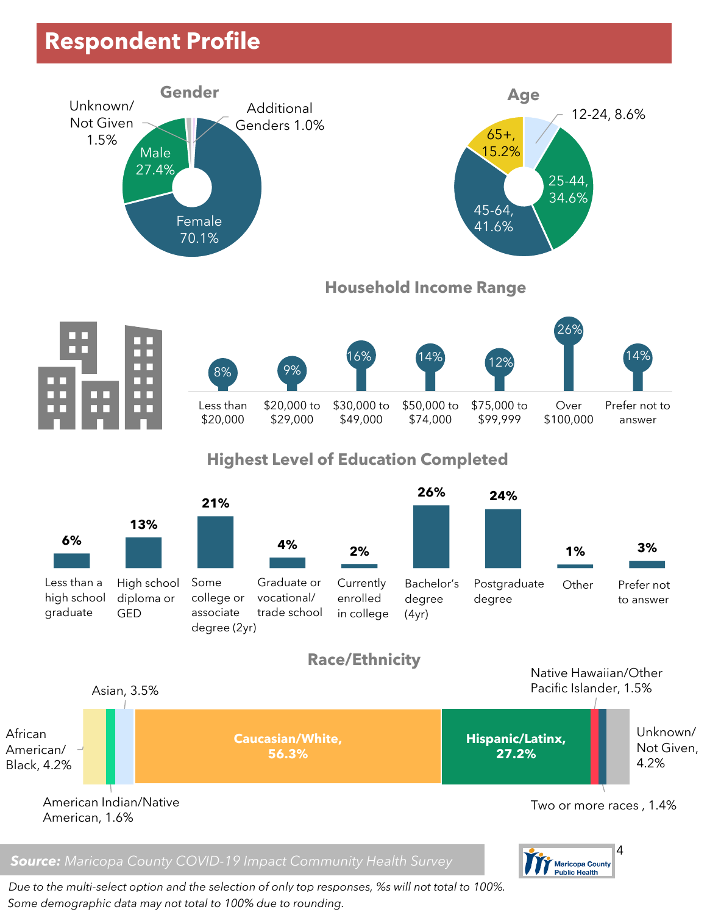# Respondent Profile

### Gender

Unknown/ Not Given 1.5%

Additional Genders 1.0%

Male 27.4%

Female 70.1%

### Age

12-24, 8.6%

25-44, 34.6%

45-64, 41.6%

65+, 15.2%

### Household Income Range

8%
Less than $20,000

9%
$20,000 to $29,000

16%
$30,000 to $49,000

14%
$50,000 to $74,000

12%
$75,000 to $99,999

26%
Over $100,000

14%
Prefer not to answer

### Highest Level of Education Completed

6%
Less than a high school graduate

13%
High school diploma or GED

21%
Some college or associate degree (2yr)

4%
Graduate or vocational/ trade school

2%
Currently enrolled in college

26%
Bachelor's degree (4yr)

24%
Postgraduate degree

1%
Other

3%
Prefer not to answer

### Race/Ethnicity

African American/ Black, 4.2%

American Indian/Native American, 1.6%

Asian, 3.5%

Caucasian/White, 56.3%

Hispanic/Latinx, 27.2%

Native Hawaiian/Other Pacific Islander, 1.5%

Two or more races , 1.4%

Unknown/ Not Given, 4.2%

***Source:*** *Maricopa County COVID-19 Impact Community Health Survey*

Maricopa County Public Health

*Due to the multi-select option and the selection of only top responses, %s will not total to 100%.*
*Some demographic data may not total to 100% due to rounding.*